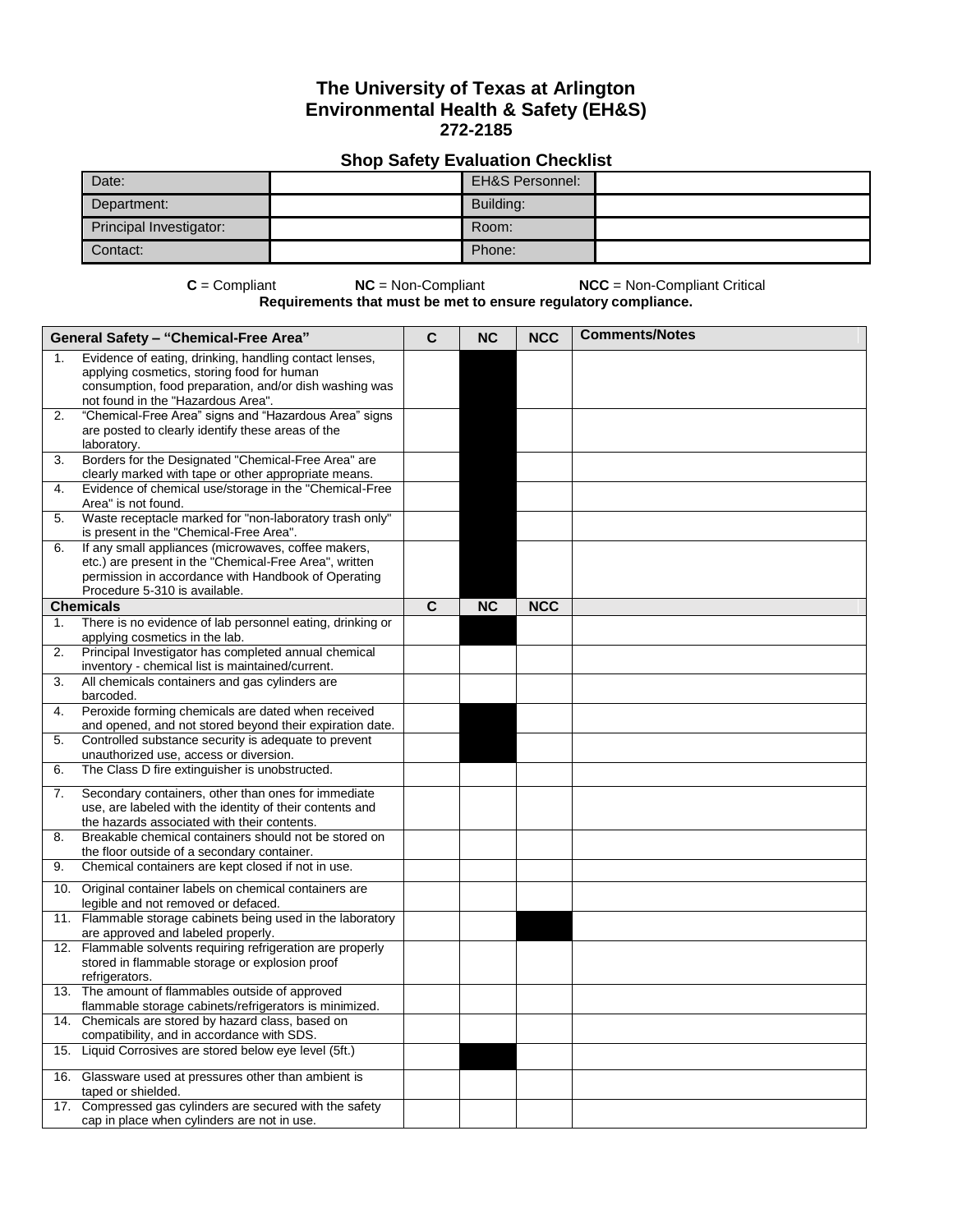# The University of Texas at Arlington
# Environmental Health & Safety (EH&S)
# 272-2185

## Shop Safety Evaluation Checklist

| Date: | | EH&S Personnel: | |
|---|---|---|---|
| Department: | | Building: | |
| Principal Investigator: | | Room: | |
| Contact: | | Phone: | |

**C** = Compliant **NC** = Non-Compliant **NCC** = Non-Compliant Critical

**Requirements that must be met to ensure regulatory compliance.**

| General Safety – "Chemical-Free Area" | C | NC | NCC | Comments/Notes |
|---|---|---|---|---|
| 1. Evidence of eating, drinking, handling contact lenses, applying cosmetics, storing food for human consumption, food preparation, and/or dish washing was not found in the "Hazardous Area". | | | | |
| 2. "Chemical-Free Area" signs and "Hazardous Area" signs are posted to clearly identify these areas of the laboratory. | | | | |
| 3. Borders for the Designated "Chemical-Free Area" are clearly marked with tape or other appropriate means. | | | | |
| 4. Evidence of chemical use/storage in the "Chemical-Free Area" is not found. | | | | |
| 5. Waste receptacle marked for "non-laboratory trash only" is present in the "Chemical-Free Area". | | | | |
| 6. If any small appliances (microwaves, coffee makers, etc.) are present in the "Chemical-Free Area", written permission in accordance with Handbook of Operating Procedure 5-310 is available. | | | | |
| **Chemicals** | **C** | **NC** | **NCC** | |
| 1. There is no evidence of lab personnel eating, drinking or applying cosmetics in the lab. | | | | |
| 2. Principal Investigator has completed annual chemical inventory - chemical list is maintained/current. | | | | |
| 3. All chemicals containers and gas cylinders are barcoded. | | | | |
| 4. Peroxide forming chemicals are dated when received and opened, and not stored beyond their expiration date. | | | | |
| 5. Controlled substance security is adequate to prevent unauthorized use, access or diversion. | | | | |
| 6. The Class D fire extinguisher is unobstructed. | | | | |
| 7. Secondary containers, other than ones for immediate use, are labeled with the identity of their contents and the hazards associated with their contents. | | | | |
| 8. Breakable chemical containers should not be stored on the floor outside of a secondary container. | | | | |
| 9. Chemical containers are kept closed if not in use. | | | | |
| 10. Original container labels on chemical containers are legible and not removed or defaced. | | | | |
| 11. Flammable storage cabinets being used in the laboratory are approved and labeled properly. | | | | |
| 12. Flammable solvents requiring refrigeration are properly stored in flammable storage or explosion proof refrigerators. | | | | |
| 13. The amount of flammables outside of approved flammable storage cabinets/refrigerators is minimized. | | | | |
| 14. Chemicals are stored by hazard class, based on compatibility, and in accordance with SDS. | | | | |
| 15. Liquid Corrosives are stored below eye level (5ft.) | | | | |
| 16. Glassware used at pressures other than ambient is taped or shielded. | | | | |
| 17. Compressed gas cylinders are secured with the safety cap in place when cylinders are not in use. | | | | |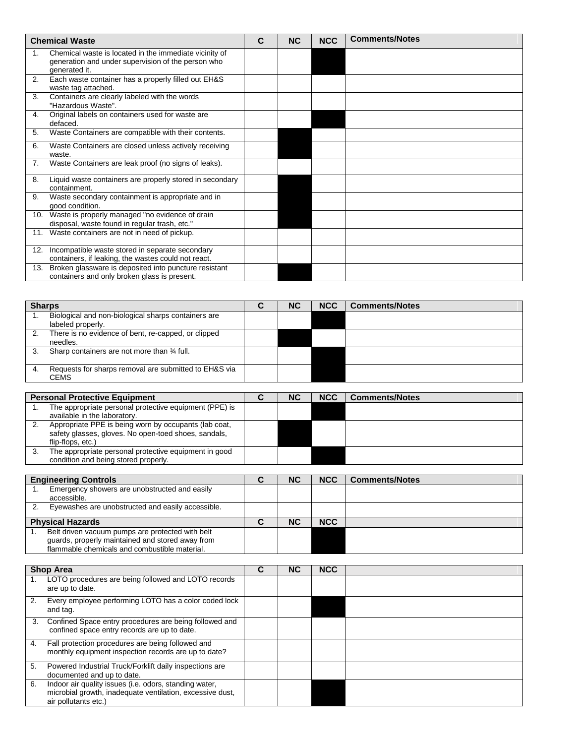| Chemical Waste | C | NC | NCC | Comments/Notes |
|---|---|---|---|---|
| 1. Chemical waste is located in the immediate vicinity of generation and under supervision of the person who generated it. | | | | |
| 2. Each waste container has a properly filled out EH&S waste tag attached. | | | | |
| 3. Containers are clearly labeled with the words "Hazardous Waste". | | | | |
| 4. Original labels on containers used for waste are defaced. | | | | |
| 5. Waste Containers are compatible with their contents. | | | | |
| 6. Waste Containers are closed unless actively receiving waste. | | | | |
| 7. Waste Containers are leak proof (no signs of leaks). | | | | |
| 8. Liquid waste containers are properly stored in secondary containment. | | | | |
| 9. Waste secondary containment is appropriate and in good condition. | | | | |
| 10. Waste is properly managed "no evidence of drain disposal, waste found in regular trash, etc." | | | | |
| 11. Waste containers are not in need of pickup. | | | | |
| 12. Incompatible waste stored in separate secondary containers, if leaking, the wastes could not react. | | | | |
| 13. Broken glassware is deposited into puncture resistant containers and only broken glass is present. | | | | |

| Sharps | C | NC | NCC | Comments/Notes |
|---|---|---|---|---|
| 1. Biological and non-biological sharps containers are labeled properly. | | | | |
| 2. There is no evidence of bent, re-capped, or clipped needles. | | | | |
| 3. Sharp containers are not more than ¾ full. | | | | |
| 4. Requests for sharps removal are submitted to EH&S via CEMS | | | | |

| Personal Protective Equipment | C | NC | NCC | Comments/Notes |
|---|---|---|---|---|
| 1. The appropriate personal protective equipment (PPE) is available in the laboratory. | | | | |
| 2. Appropriate PPE is being worn by occupants (lab coat, safety glasses, gloves. No open-toed shoes, sandals, flip-flops, etc.) | | | | |
| 3. The appropriate personal protective equipment in good condition and being stored properly. | | | | |

| Engineering Controls | C | NC | NCC | Comments/Notes |
|---|---|---|---|---|
| 1. Emergency showers are unobstructed and easily accessible. | | | | |
| 2. Eyewashes are unobstructed and easily accessible. | | | | |
| **Physical Hazards** | **C** | **NC** | **NCC** | |
| 1. Belt driven vacuum pumps are protected with belt guards, properly maintained and stored away from flammable chemicals and combustible material. | | | | |

| Shop Area | C | NC | NCC | |
|---|---|---|---|---|
| 1. LOTO procedures are being followed and LOTO records are up to date. | | | | |
| 2. Every employee performing LOTO has a color coded lock and tag. | | | | |
| 3. Confined Space entry procedures are being followed and confined space entry records are up to date. | | | | |
| 4. Fall protection procedures are being followed and monthly equipment inspection records are up to date? | | | | |
| 5. Powered Industrial Truck/Forklift daily inspections are documented and up to date. | | | | |
| 6. Indoor air quality issues (i.e. odors, standing water, microbial growth, inadequate ventilation, excessive dust, air pollutants etc.) | | | | |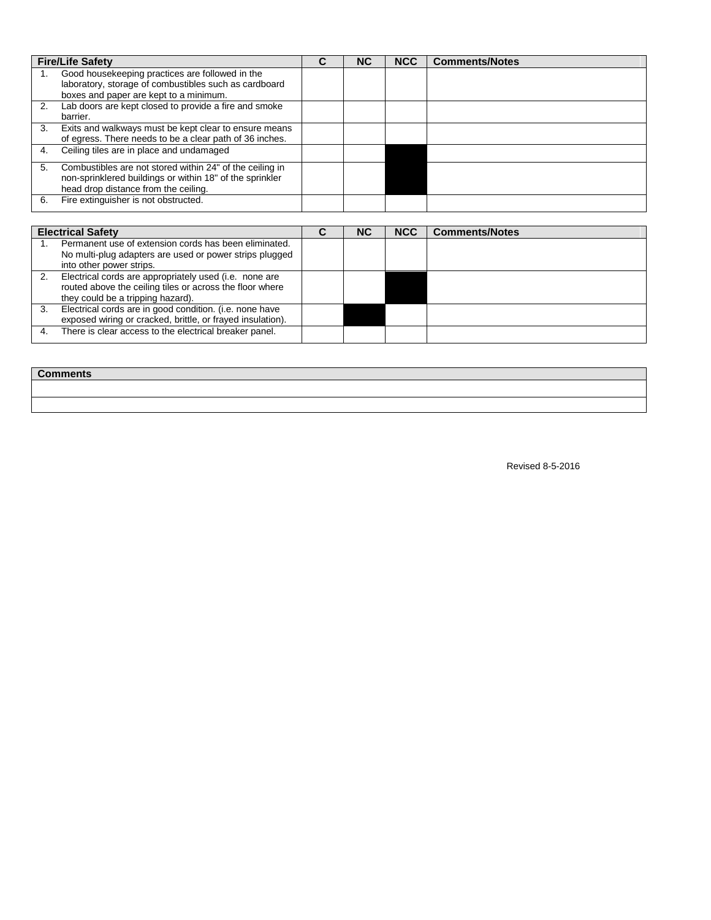| Fire/Life Safety | C | NC | NCC | Comments/Notes |
|---|---|---|---|---|
| 1. Good housekeeping practices are followed in the laboratory, storage of combustibles such as cardboard boxes and paper are kept to a minimum. | | | | |
| 2. Lab doors are kept closed to provide a fire and smoke barrier. | | | | |
| 3. Exits and walkways must be kept clear to ensure means of egress. There needs to be a clear path of 36 inches. | | | | |
| 4. Ceiling tiles are in place and undamaged | | | | |
| 5. Combustibles are not stored within 24" of the ceiling in non-sprinklered buildings or within 18" of the sprinkler head drop distance from the ceiling. | | | | |
| 6. Fire extinguisher is not obstructed. | | | | |

| Electrical Safety | C | NC | NCC | Comments/Notes |
|---|---|---|---|---|
| 1. Permanent use of extension cords has been eliminated. No multi-plug adapters are used or power strips plugged into other power strips. | | | | |
| 2. Electrical cords are appropriately used (i.e. none are routed above the ceiling tiles or across the floor where they could be a tripping hazard). | | | | |
| 3. Electrical cords are in good condition. (i.e. none have exposed wiring or cracked, brittle, or frayed insulation). | | | | |
| 4. There is clear access to the electrical breaker panel. | | | | |

| Comments |
|---|
| |
| |

Revised 8-5-2016